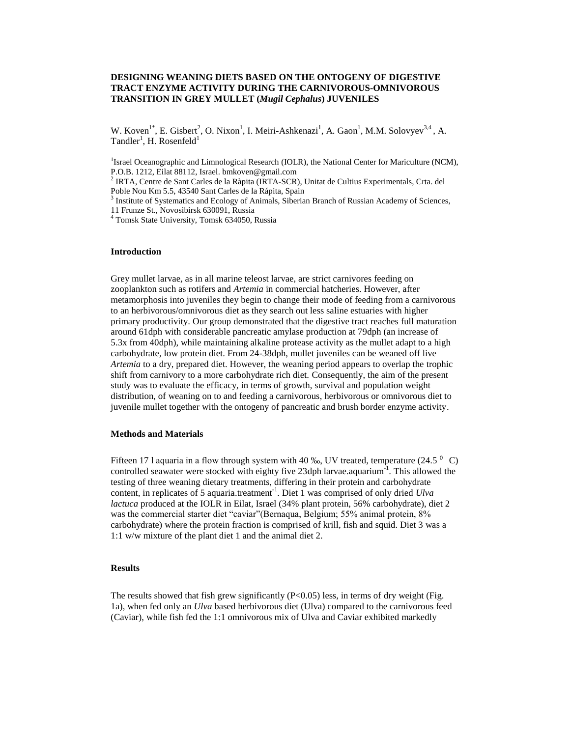# DESIGNING WEANING DIETS BASED ON THE ONTOGENY OF DIGESTIVE TRACT ENZYME ACTIVITY DURING THE CARNIVOROUS-OMNIVOROUS TRANSITION IN GREY MULLET (*Mugil Cephalus*) JUVENILES

W. Koven[1*], E. Gisbert[2], O. Nixon[1], I. Meiri-Ashkenazi[1], A. Gaon[1], M.M. Solovyev[3,4], A. Tandler[1], H. Rosenfeld[1]

[1]Israel Oceanographic and Limnological Research (IOLR), the National Center for Mariculture (NCM), P.O.B. 1212, Eilat 88112, Israel. bmkoven@gmail.com
[2] IRTA, Centre de Sant Carles de la Ràpita (IRTA-SCR), Unitat de Cultius Experimentals, Crta. del Poble Nou Km 5.5, 43540 Sant Carles de la Rápita, Spain
[3] Institute of Systematics and Ecology of Animals, Siberian Branch of Russian Academy of Sciences, 11 Frunze St., Novosibirsk 630091, Russia
[4] Tomsk State University, Tomsk 634050, Russia

## Introduction

Grey mullet larvae, as in all marine teleost larvae, are strict carnivores feeding on zooplankton such as rotifers and *Artemia* in commercial hatcheries. However, after metamorphosis into juveniles they begin to change their mode of feeding from a carnivorous to an herbivorous/omnivorous diet as they search out less saline estuaries with higher primary productivity. Our group demonstrated that the digestive tract reaches full maturation around 61dph with considerable pancreatic amylase production at 79dph (an increase of 5.3x from 40dph), while maintaining alkaline protease activity as the mullet adapt to a high carbohydrate, low protein diet. From 24-38dph, mullet juveniles can be weaned off live *Artemia* to a dry, prepared diet. However, the weaning period appears to overlap the trophic shift from carnivory to a more carbohydrate rich diet. Consequently, the aim of the present study was to evaluate the efficacy, in terms of growth, survival and population weight distribution, of weaning on to and feeding a carnivorous, herbivorous or omnivorous diet to juvenile mullet together with the ontogeny of pancreatic and brush border enzyme activity.

## Methods and Materials

Fifteen 17 l aquaria in a flow through system with 40 ‰, UV treated, temperature (24.5 $^0$ C) controlled seawater were stocked with eighty five 23dph larvae.aquarium$^{-1}$. This allowed the testing of three weaning dietary treatments, differing in their protein and carbohydrate content, in replicates of 5 aquaria.treatment$^{-1}$. Diet 1 was comprised of only dried *Ulva lactuca* produced at the IOLR in Eilat, Israel (34% plant protein, 56% carbohydrate), diet 2 was the commercial starter diet "caviar"(Bernaqua, Belgium; 55% animal protein, 8% carbohydrate) where the protein fraction is comprised of krill, fish and squid. Diet 3 was a 1:1 w/w mixture of the plant diet 1 and the animal diet 2.

## Results

The results showed that fish grew significantly ($P<0.05$) less, in terms of dry weight (Fig. 1a), when fed only an *Ulva* based herbivorous diet (Ulva) compared to the carnivorous feed (Caviar), while fish fed the 1:1 omnivorous mix of Ulva and Caviar exhibited markedly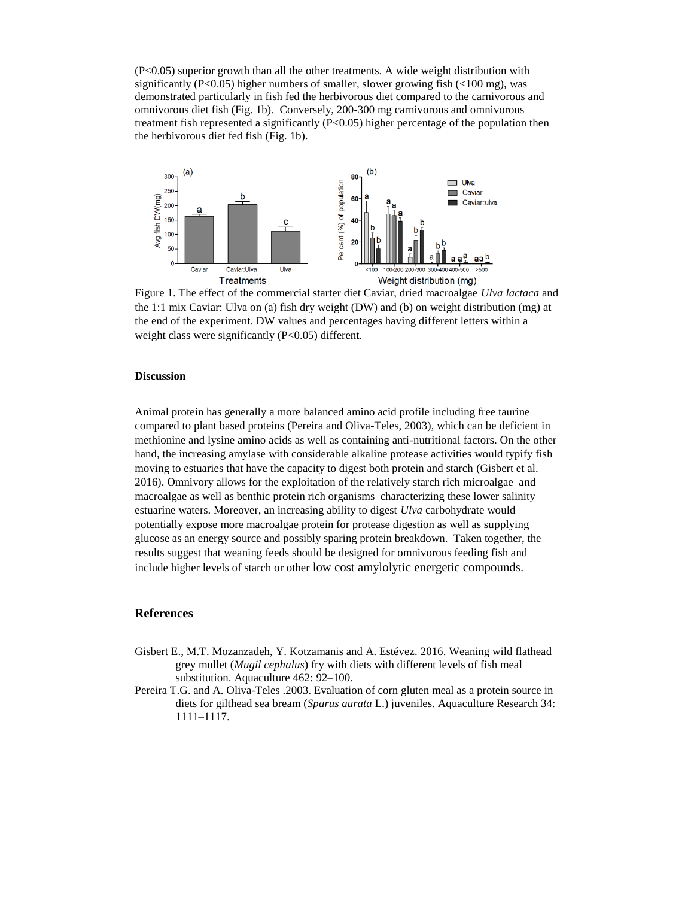($P<0.05$) superior growth than all the other treatments. A wide weight distribution with significantly ($P<0.05$) higher numbers of smaller, slower growing fish (<100 mg), was demonstrated particularly in fish fed the herbivorous diet compared to the carnivorous and omnivorous diet fish (Fig. 1b). Conversely, 200-300 mg carnivorous and omnivorous treatment fish represented a significantly ($P<0.05$) higher percentage of the population then the herbivorous diet fed fish (Fig. 1b).

(a)

Avg fish DW(mg)

300
250
200
150
100
50
0

a b c

Caviar
Caviar:Ulva
Ulva

Treatments

(b)

Percent (%) of population

80
60
40
20
0

Ulva
Caviar
Caviar:ulva

a b b a a a b a b a b b a a a a a b

<100
100-200
200-300
300-400
400-500
>500

Weight distribution (mg)

Figure 1. The effect of the commercial starter diet Caviar, dried macroalgae *Ulva lactaca* and the 1:1 mix Caviar: Ulva on (a) fish dry weight (DW) and (b) on weight distribution (mg) at the end of the experiment. DW values and percentages having different letters within a weight class were significantly ($P<0.05$) different.

**Discussion**

Animal protein has generally a more balanced amino acid profile including free taurine compared to plant based proteins (Pereira and Oliva-Teles, 2003), which can be deficient in methionine and lysine amino acids as well as containing anti-nutritional factors. On the other hand, the increasing amylase with considerable alkaline protease activities would typify fish moving to estuaries that have the capacity to digest both protein and starch (Gisbert et al. 2016). Omnivory allows for the exploitation of the relatively starch rich microalgae and macroalgae as well as benthic protein rich organisms characterizing these lower salinity estuarine waters. Moreover, an increasing ability to digest *Ulva* carbohydrate would potentially expose more macroalgae protein for protease digestion as well as supplying glucose as an energy source and possibly sparing protein breakdown. Taken together, the results suggest that weaning feeds should be designed for omnivorous feeding fish and include higher levels of starch or other low cost amylolytic energetic compounds.

## References

Gisbert E., M.T. Mozanzadeh, Y. Kotzamanis and A. Estévez. 2016. Weaning wild flathead grey mullet (*Mugil cephalus*) fry with diets with different levels of fish meal substitution. Aquaculture 462: 92–100.

Pereira T.G. and A. Oliva-Teles .2003. Evaluation of corn gluten meal as a protein source in diets for gilthead sea bream (*Sparus aurata* L.) juveniles. Aquaculture Research 34: 1111–1117.